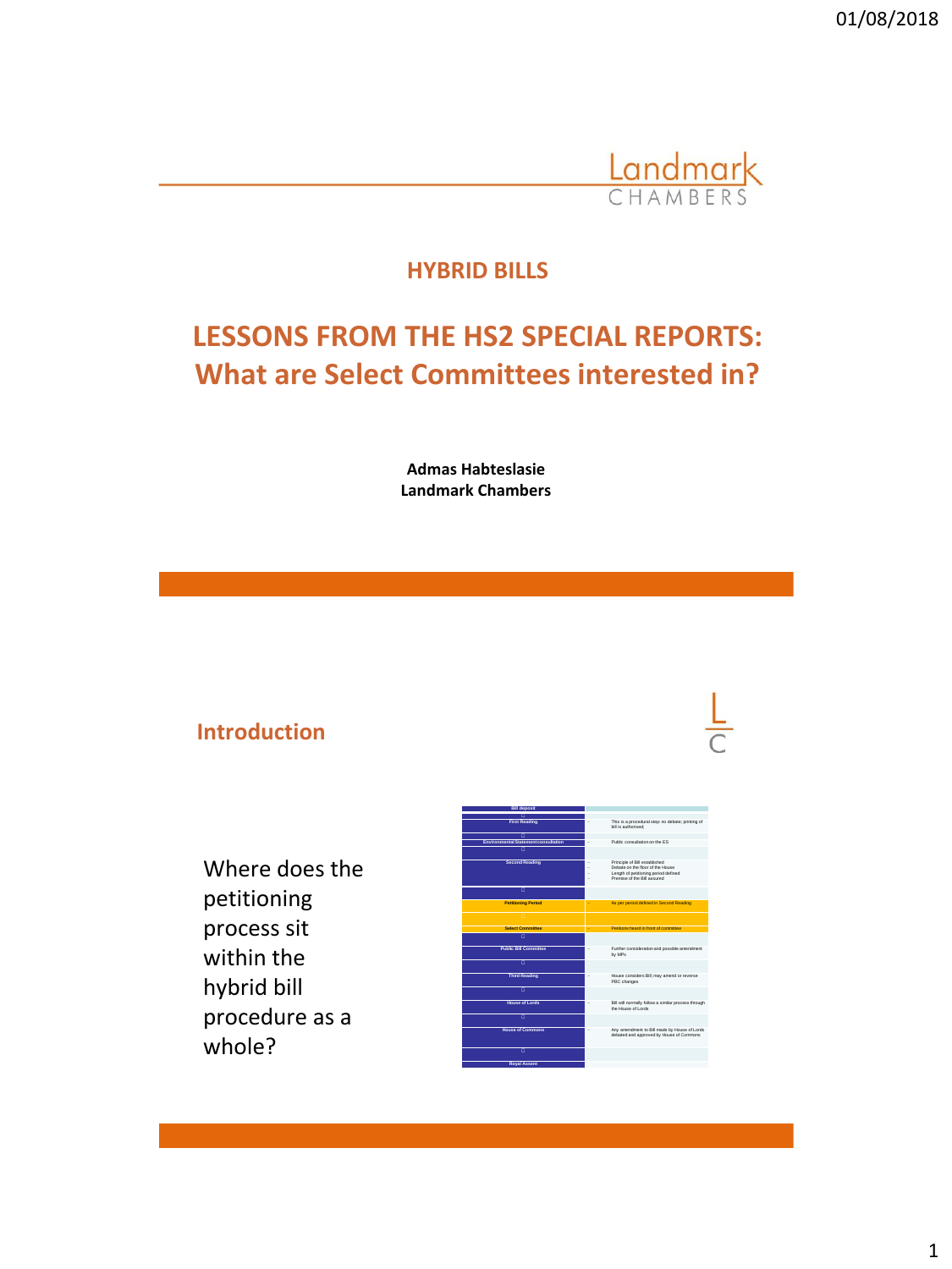# HYBRID BILLS

## LESSONS FROM THE HS2 SPECIAL REPORTS: What are Select Committees interested in?

**Admas Habteslasie**
**Landmark Chambers**

## Introduction

Where does the petitioning process sit within the hybrid bill procedure as a whole?

| Stage | Notes |
|---|---|
| Bill deposit | |
| First Reading | This is a procedural step; no debate; printing of bill is authorised; |
| Environmental Statement consultation | Public consultation on the ES |
| Second Reading | Principle of Bill established<br>Debate on the floor of the House<br>Length of petitioning period defined<br>Premise of the Bill assured |
| Petitioning Period | As per period defined in Second Reading |
| Select Committee | Petitions heard in front of committee |
| Public Bill Committee | Further consideration and possible amendment by MPs |
| Third Reading | House considers Bill; may amend or reverse PBC changes |
| House of Lords | Bill will normally follow a similar process through the House of Lords |
| House of Commons | Any amendment to Bill made by House of Lords debated and approved by House of Commons |
| Royal Assent | |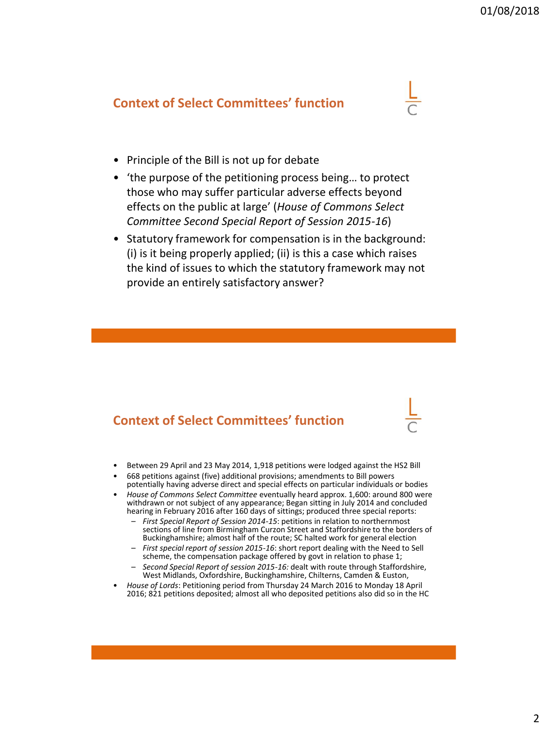## Context of Select Committees' function

- Principle of the Bill is not up for debate
- 'the purpose of the petitioning process being… to protect those who may suffer particular adverse effects beyond effects on the public at large' (*House of Commons Select Committee Second Special Report of Session 2015-16*)
- Statutory framework for compensation is in the background: (i) is it being properly applied; (ii) is this a case which raises the kind of issues to which the statutory framework may not provide an entirely satisfactory answer?

## Context of Select Committees' function

- Between 29 April and 23 May 2014, 1,918 petitions were lodged against the HS2 Bill
- 668 petitions against (five) additional provisions; amendments to Bill powers potentially having adverse direct and special effects on particular individuals or bodies
- *House of Commons Select Committee* eventually heard approx. 1,600: around 800 were withdrawn or not subject of any appearance; Began sitting in July 2014 and concluded hearing in February 2016 after 160 days of sittings; produced three special reports:
  - *First Special Report of Session 2014-15*: petitions in relation to northernmost sections of line from Birmingham Curzon Street and Staffordshire to the borders of Buckinghamshire; almost half of the route; SC halted work for general election
  - *First special report of session 2015-16*: short report dealing with the Need to Sell scheme, the compensation package offered by govt in relation to phase 1;
  - *Second Special Report of session 2015-16:* dealt with route through Staffordshire, West Midlands, Oxfordshire, Buckinghamshire, Chilterns, Camden & Euston,
- *House of Lords*: Petitioning period from Thursday 24 March 2016 to Monday 18 April 2016; 821 petitions deposited; almost all who deposited petitions also did so in the HC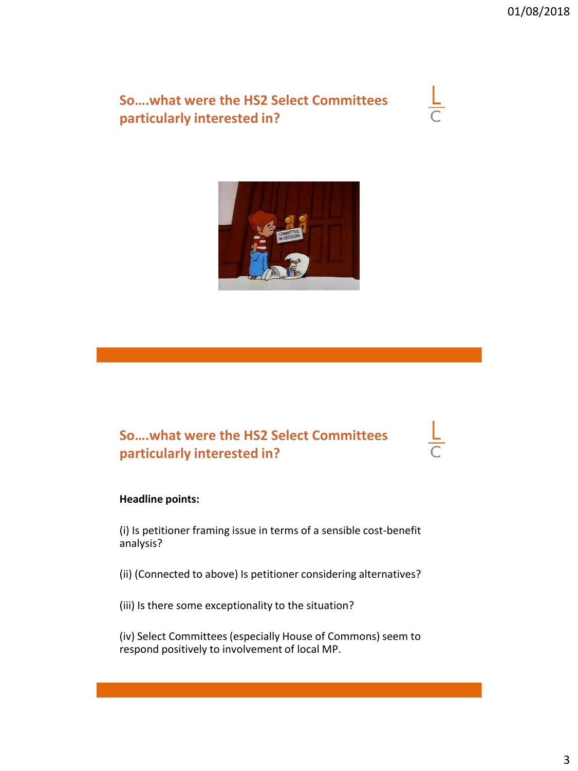## So….what were the HS2 Select Committees particularly interested in?

## So….what were the HS2 Select Committees particularly interested in?

**Headline points:**

(i) Is petitioner framing issue in terms of a sensible cost-benefit analysis?

(ii) (Connected to above) Is petitioner considering alternatives?

(iii) Is there some exceptionality to the situation?

(iv) Select Committees (especially House of Commons) seem to respond positively to involvement of local MP.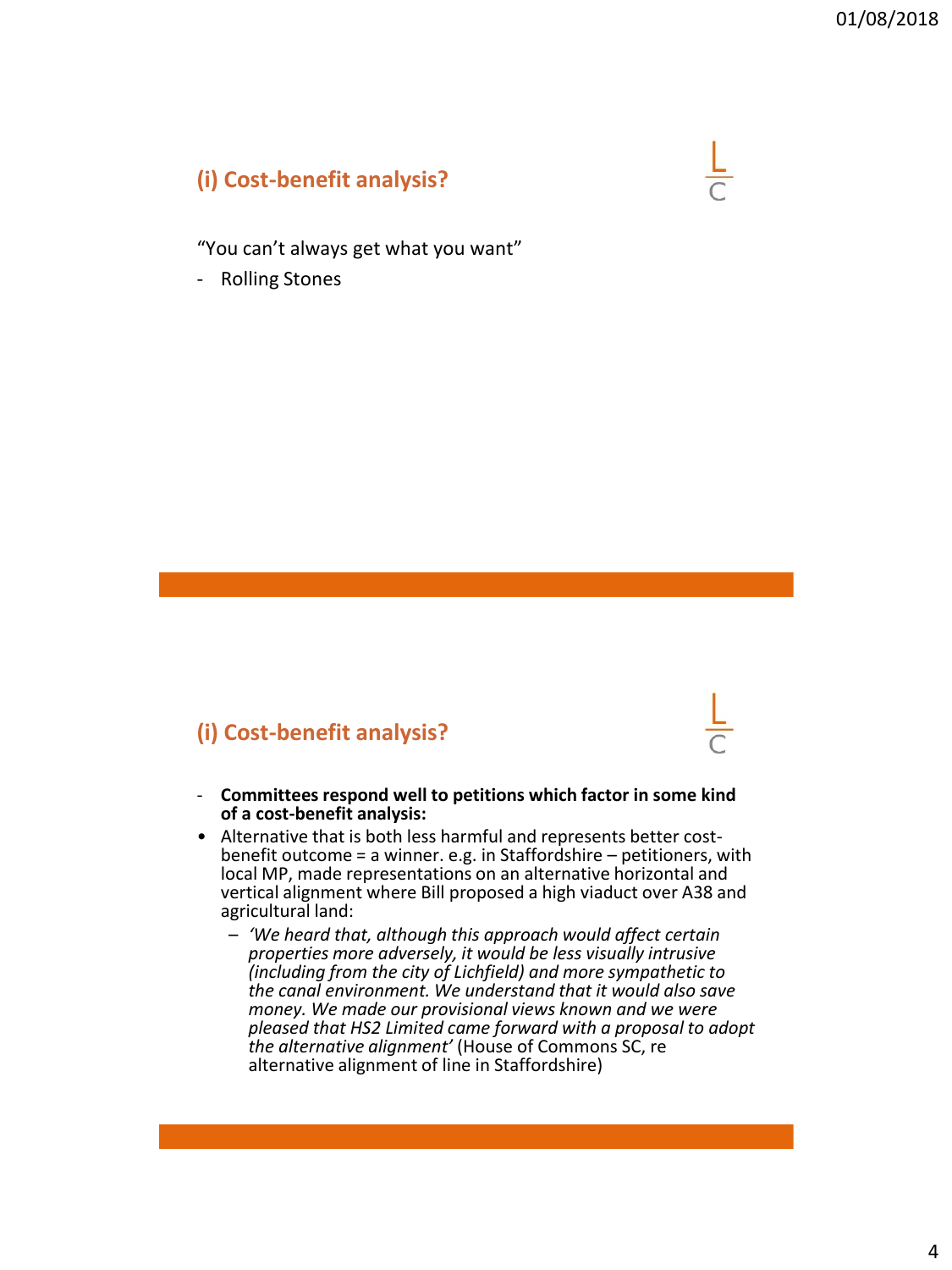## (i) Cost-benefit analysis?

"You can't always get what you want"

- Rolling Stones

## (i) Cost-benefit analysis?

- **Committees respond well to petitions which factor in some kind of a cost-benefit analysis:**
- Alternative that is both less harmful and represents better cost-benefit outcome = a winner. e.g. in Staffordshire – petitioners, with local MP, made representations on an alternative horizontal and vertical alignment where Bill proposed a high viaduct over A38 and agricultural land:
  - *'We heard that, although this approach would affect certain properties more adversely, it would be less visually intrusive (including from the city of Lichfield) and more sympathetic to the canal environment. We understand that it would also save money. We made our provisional views known and we were pleased that HS2 Limited came forward with a proposal to adopt the alternative alignment'* (House of Commons SC, re alternative alignment of line in Staffordshire)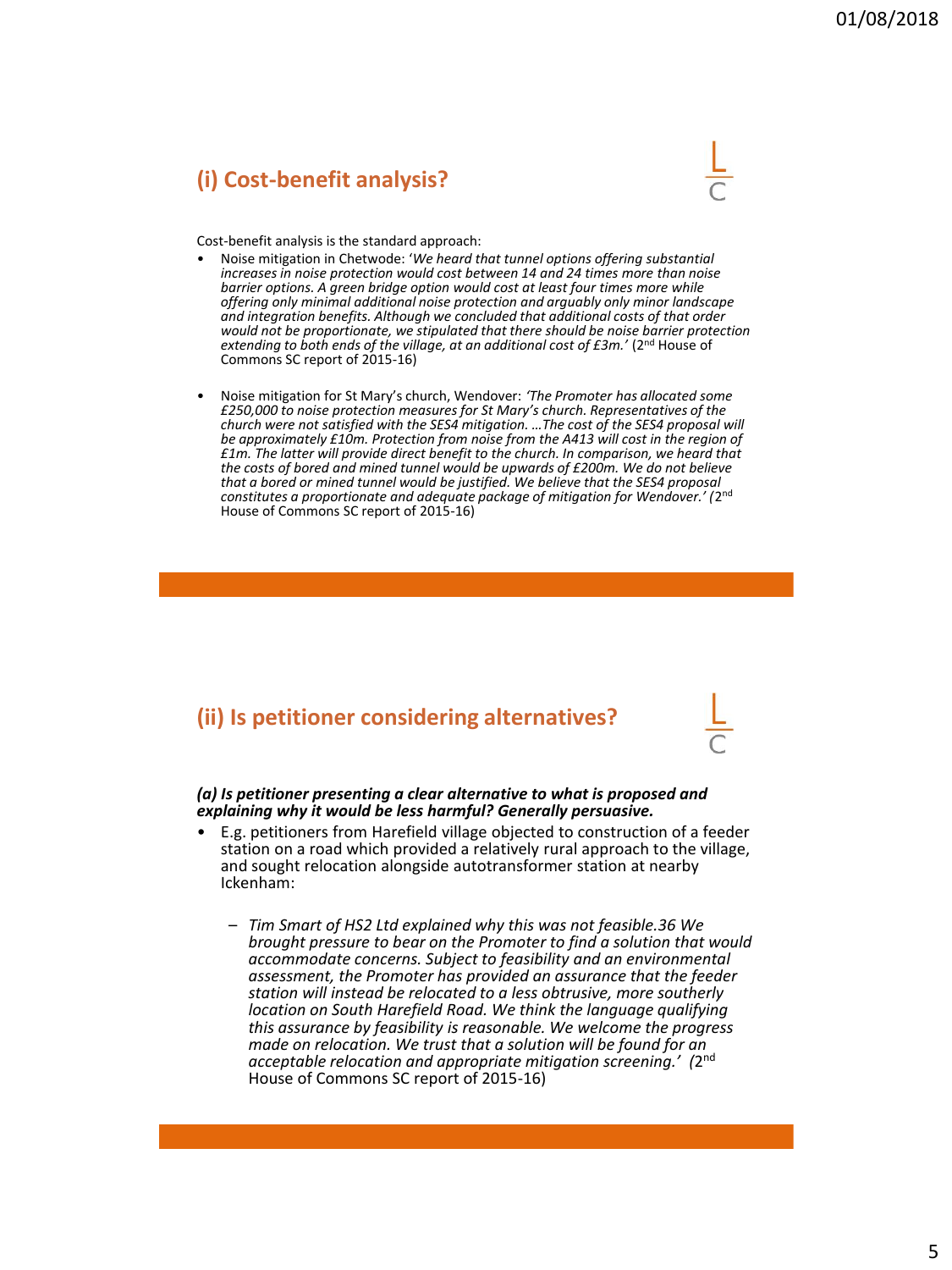## (i) Cost-benefit analysis?

Cost-benefit analysis is the standard approach:

- Noise mitigation in Chetwode: '*We heard that tunnel options offering substantial increases in noise protection would cost between 14 and 24 times more than noise barrier options. A green bridge option would cost at least four times more while offering only minimal additional noise protection and arguably only minor landscape and integration benefits. Although we concluded that additional costs of that order would not be proportionate, we stipulated that there should be noise barrier protection extending to both ends of the village, at an additional cost of £3m.'* (2nd House of Commons SC report of 2015-16)

- Noise mitigation for St Mary's church, Wendover: *'The Promoter has allocated some £250,000 to noise protection measures for St Mary's church. Representatives of the church were not satisfied with the SES4 mitigation. …The cost of the SES4 proposal will be approximately £10m. Protection from noise from the A413 will cost in the region of £1m. The latter will provide direct benefit to the church. In comparison, we heard that the costs of bored and mined tunnel would be upwards of £200m. We do not believe that a bored or mined tunnel would be justified. We believe that the SES4 proposal constitutes a proportionate and adequate package of mitigation for Wendover.' (*2nd House of Commons SC report of 2015-16)

## (ii) Is petitioner considering alternatives?

***(a) Is petitioner presenting a clear alternative to what is proposed and explaining why it would be less harmful? Generally persuasive.***

- E.g. petitioners from Harefield village objected to construction of a feeder station on a road which provided a relatively rural approach to the village, and sought relocation alongside autotransformer station at nearby Ickenham:
  - *Tim Smart of HS2 Ltd explained why this was not feasible.36 We brought pressure to bear on the Promoter to find a solution that would accommodate concerns. Subject to feasibility and an environmental assessment, the Promoter has provided an assurance that the feeder station will instead be relocated to a less obtrusive, more southerly location on South Harefield Road. We think the language qualifying this assurance by feasibility is reasonable. We welcome the progress made on relocation. We trust that a solution will be found for an acceptable relocation and appropriate mitigation screening.' (*2nd House of Commons SC report of 2015-16)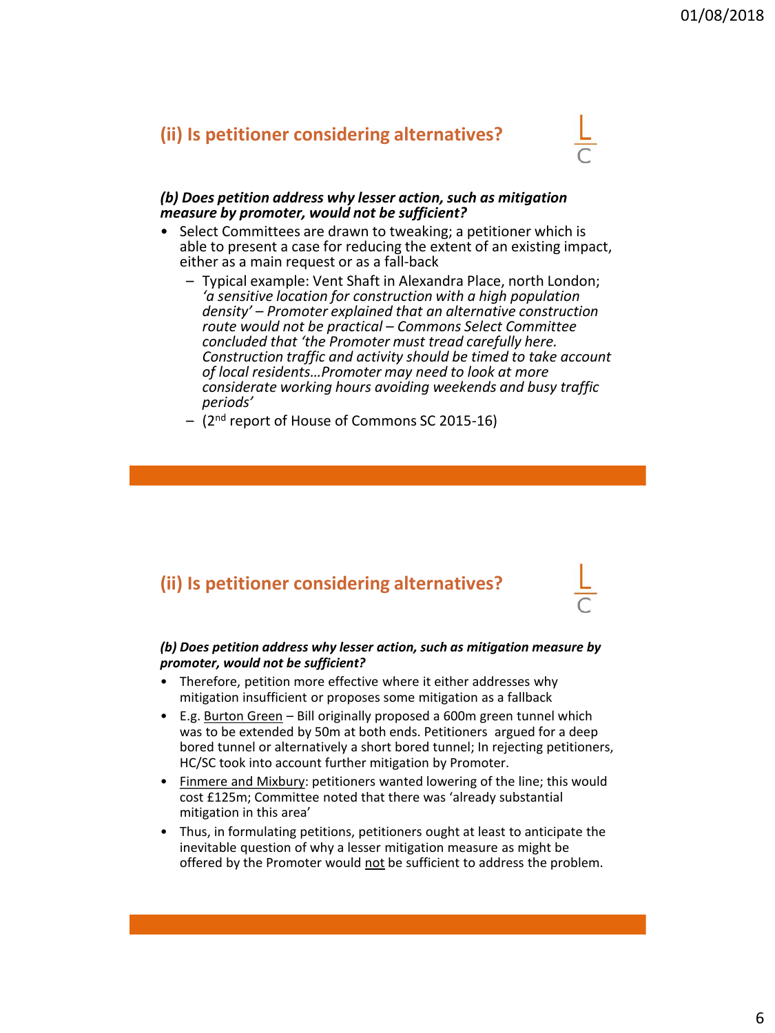## (ii) Is petitioner considering alternatives?

***(b) Does petition address why lesser action, such as mitigation measure by promoter, would not be sufficient?***

- Select Committees are drawn to tweaking; a petitioner which is able to present a case for reducing the extent of an existing impact, either as a main request or as a fall-back
  - Typical example: Vent Shaft in Alexandra Place, north London; *'a sensitive location for construction with a high population density' – Promoter explained that an alternative construction route would not be practical – Commons Select Committee concluded that 'the Promoter must tread carefully here. Construction traffic and activity should be timed to take account of local residents…Promoter may need to look at more considerate working hours avoiding weekends and busy traffic periods'*
  - (2nd report of House of Commons SC 2015-16)

## (ii) Is petitioner considering alternatives?

***(b) Does petition address why lesser action, such as mitigation measure by promoter, would not be sufficient?***

- Therefore, petition more effective where it either addresses why mitigation insufficient or proposes some mitigation as a fallback
- E.g. <u>Burton Green</u> – Bill originally proposed a 600m green tunnel which was to be extended by 50m at both ends. Petitioners argued for a deep bored tunnel or alternatively a short bored tunnel; In rejecting petitioners, HC/SC took into account further mitigation by Promoter.
- <u>Finmere and Mixbury</u>: petitioners wanted lowering of the line; this would cost £125m; Committee noted that there was 'already substantial mitigation in this area'
- Thus, in formulating petitions, petitioners ought at least to anticipate the inevitable question of why a lesser mitigation measure as might be offered by the Promoter would <u>not</u> be sufficient to address the problem.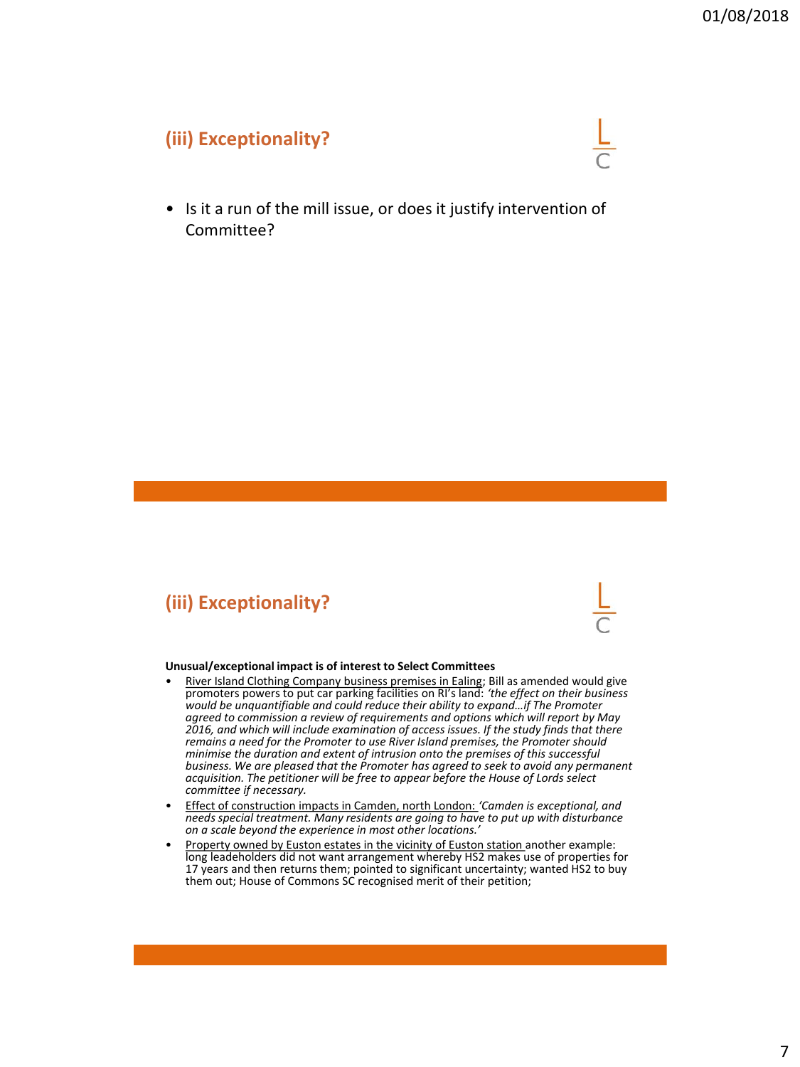## (iii) Exceptionality?

- Is it a run of the mill issue, or does it justify intervention of Committee?

## (iii) Exceptionality?

**Unusual/exceptional impact is of interest to Select Committees**

- River Island Clothing Company business premises in Ealing; Bill as amended would give promoters powers to put car parking facilities on RI's land: *'the effect on their business would be unquantifiable and could reduce their ability to expand…if The Promoter agreed to commission a review of requirements and options which will report by May 2016, and which will include examination of access issues. If the study finds that there remains a need for the Promoter to use River Island premises, the Promoter should minimise the duration and extent of intrusion onto the premises of this successful business. We are pleased that the Promoter has agreed to seek to avoid any permanent acquisition. The petitioner will be free to appear before the House of Lords select committee if necessary.*
- Effect of construction impacts in Camden, north London: *'Camden is exceptional, and needs special treatment. Many residents are going to have to put up with disturbance on a scale beyond the experience in most other locations.'*
- Property owned by Euston estates in the vicinity of Euston station another example: long leadeholders did not want arrangement whereby HS2 makes use of properties for 17 years and then returns them; pointed to significant uncertainty; wanted HS2 to buy them out; House of Commons SC recognised merit of their petition;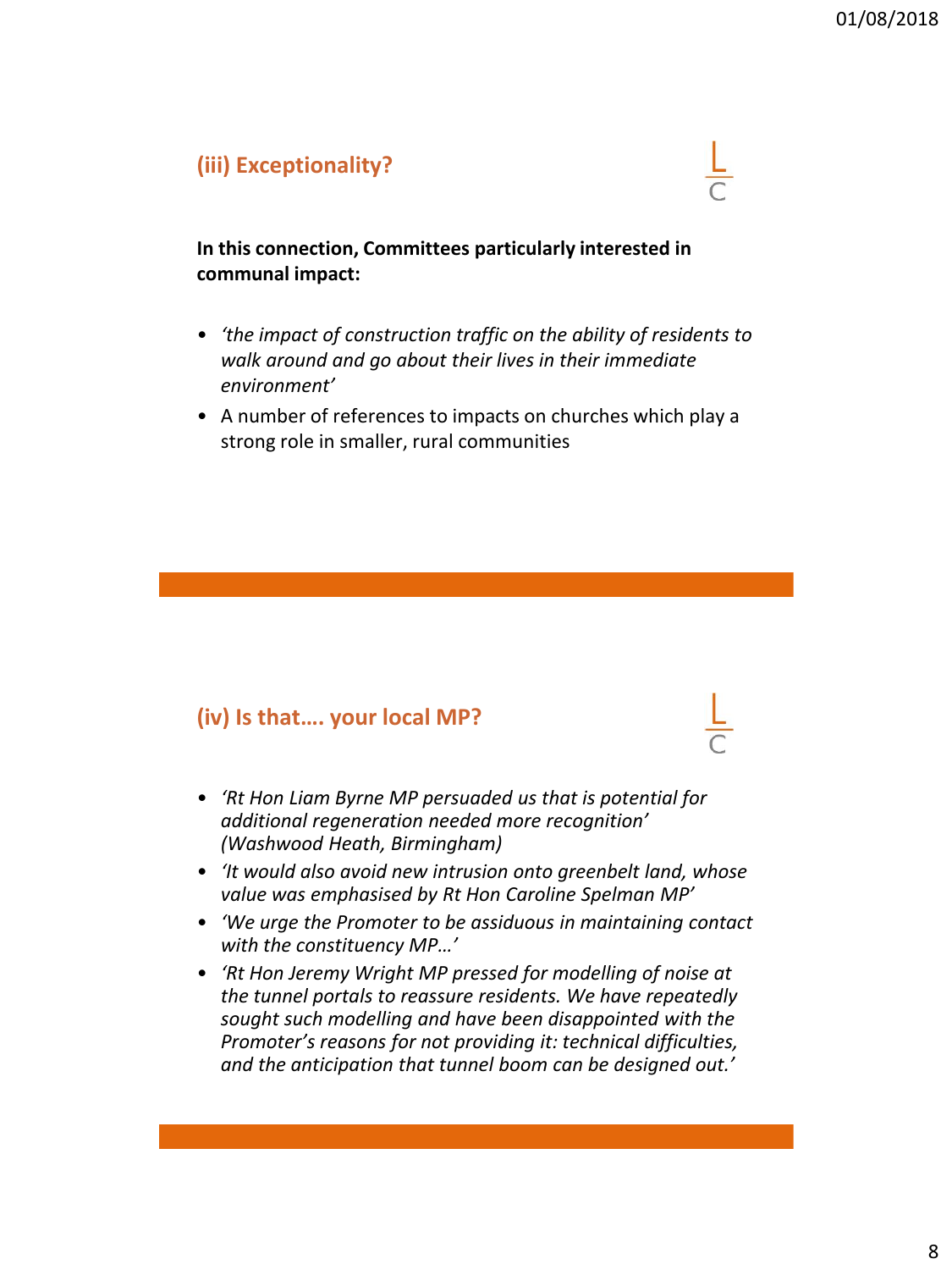## (iii) Exceptionality?

**In this connection, Committees particularly interested in communal impact:**

- *'the impact of construction traffic on the ability of residents to walk around and go about their lives in their immediate environment'*
- A number of references to impacts on churches which play a strong role in smaller, rural communities

## (iv) Is that…. your local MP?

- *'Rt Hon Liam Byrne MP persuaded us that is potential for additional regeneration needed more recognition' (Washwood Heath, Birmingham)*
- *'It would also avoid new intrusion onto greenbelt land, whose value was emphasised by Rt Hon Caroline Spelman MP'*
- *'We urge the Promoter to be assiduous in maintaining contact with the constituency MP…'*
- *'Rt Hon Jeremy Wright MP pressed for modelling of noise at the tunnel portals to reassure residents. We have repeatedly sought such modelling and have been disappointed with the Promoter's reasons for not providing it: technical difficulties, and the anticipation that tunnel boom can be designed out.'*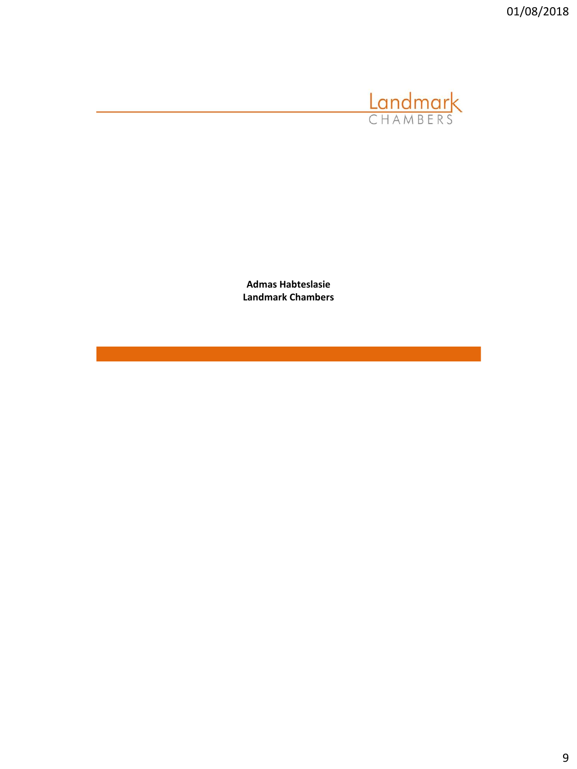Landmark
CHAMBERS

**Admas Habteslasie**
**Landmark Chambers**